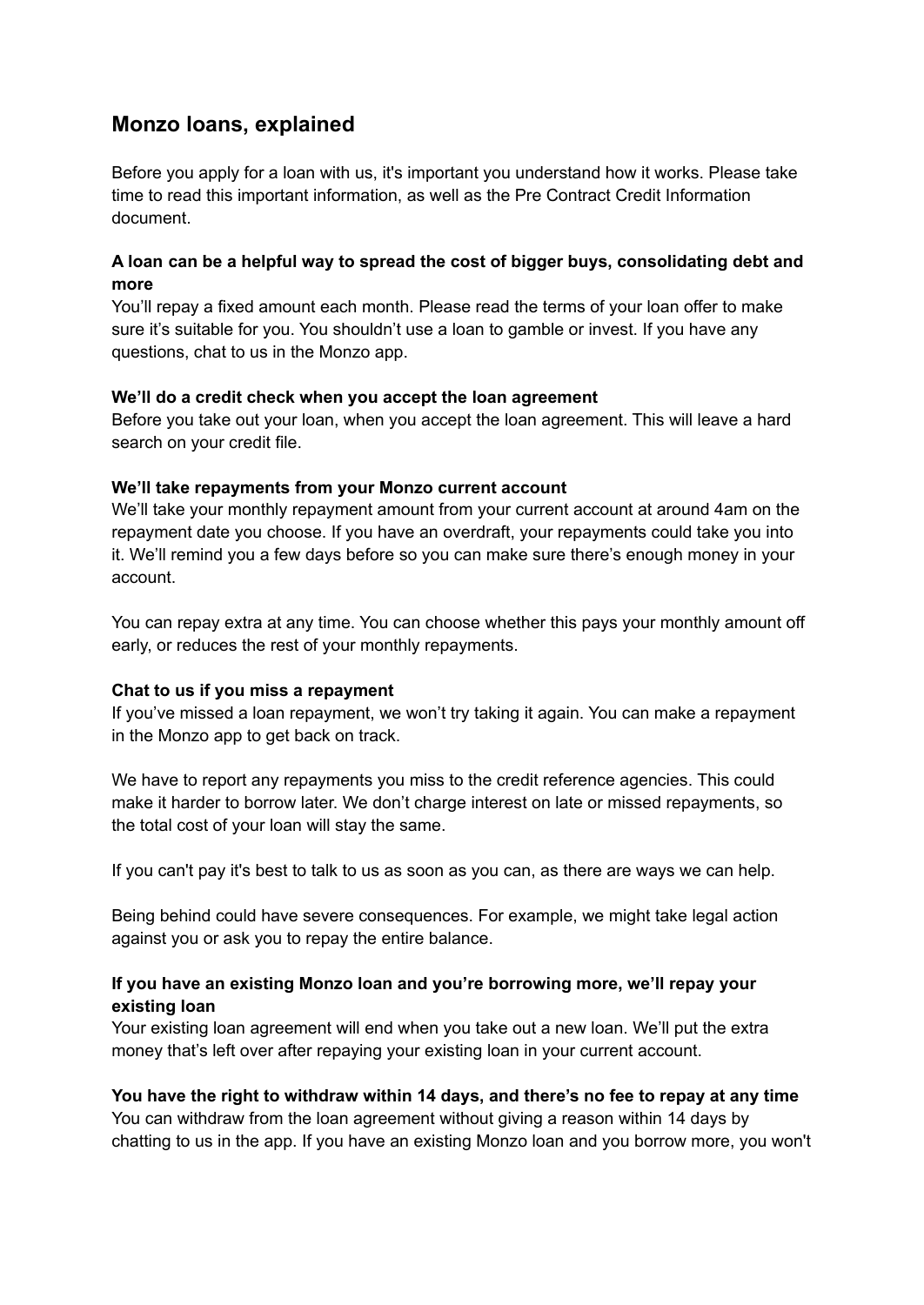## Monzo loans, explained

Before you apply for a loan with us, it's important you understand how it works. Please take time to read this important information, as well as the Pre Contract Credit Information document.

**A loan can be a helpful way to spread the cost of bigger buys, consolidating debt and more**

You'll repay a fixed amount each month. Please read the terms of your loan offer to make sure it's suitable for you. You shouldn't use a loan to gamble or invest. If you have any questions, chat to us in the Monzo app.

**We'll do a credit check when you accept the loan agreement**

Before you take out your loan, when you accept the loan agreement. This will leave a hard search on your credit file.

**We'll take repayments from your Monzo current account**

We'll take your monthly repayment amount from your current account at around 4am on the repayment date you choose. If you have an overdraft, your repayments could take you into it. We'll remind you a few days before so you can make sure there's enough money in your account.

You can repay extra at any time. You can choose whether this pays your monthly amount off early, or reduces the rest of your monthly repayments.

**Chat to us if you miss a repayment**

If you've missed a loan repayment, we won't try taking it again. You can make a repayment in the Monzo app to get back on track.

We have to report any repayments you miss to the credit reference agencies. This could make it harder to borrow later. We don't charge interest on late or missed repayments, so the total cost of your loan will stay the same.

If you can't pay it's best to talk to us as soon as you can, as there are ways we can help.

Being behind could have severe consequences. For example, we might take legal action against you or ask you to repay the entire balance.

**If you have an existing Monzo loan and you're borrowing more, we'll repay your existing loan**

Your existing loan agreement will end when you take out a new loan. We'll put the extra money that's left over after repaying your existing loan in your current account.

**You have the right to withdraw within 14 days, and there's no fee to repay at any time**

You can withdraw from the loan agreement without giving a reason within 14 days by chatting to us in the app. If you have an existing Monzo loan and you borrow more, you won't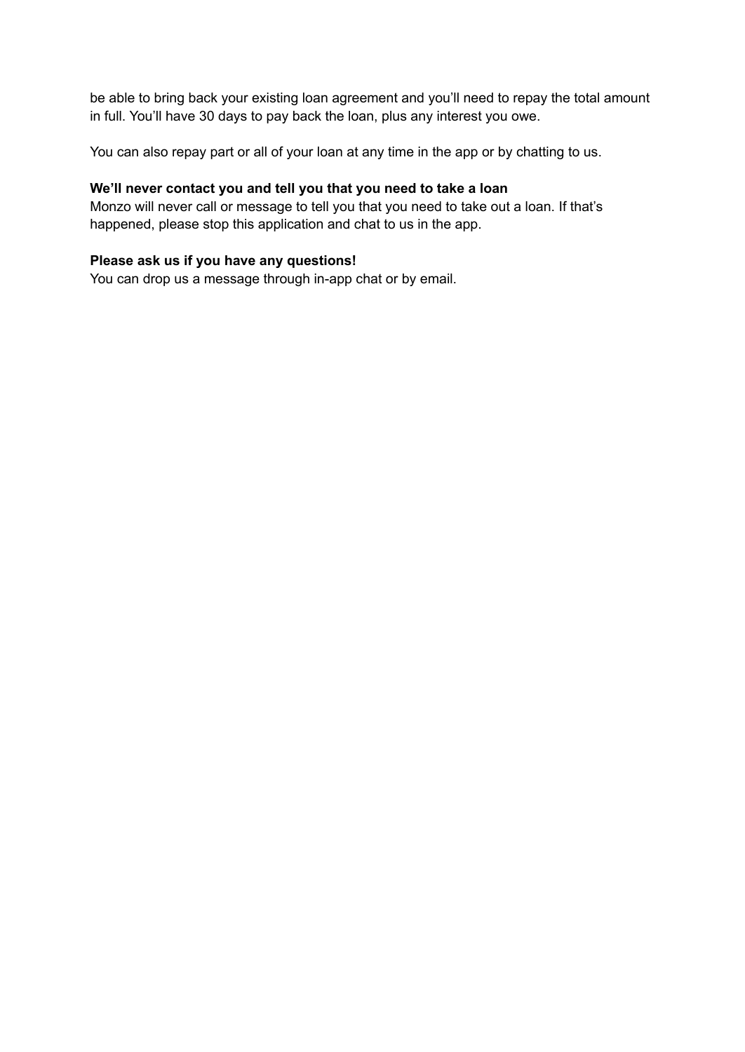be able to bring back your existing loan agreement and you'll need to repay the total amount in full. You'll have 30 days to pay back the loan, plus any interest you owe.

You can also repay part or all of your loan at any time in the app or by chatting to us.

**We'll never contact you and tell you that you need to take a loan**
Monzo will never call or message to tell you that you need to take out a loan. If that's happened, please stop this application and chat to us in the app.

**Please ask us if you have any questions!**
You can drop us a message through in-app chat or by email.